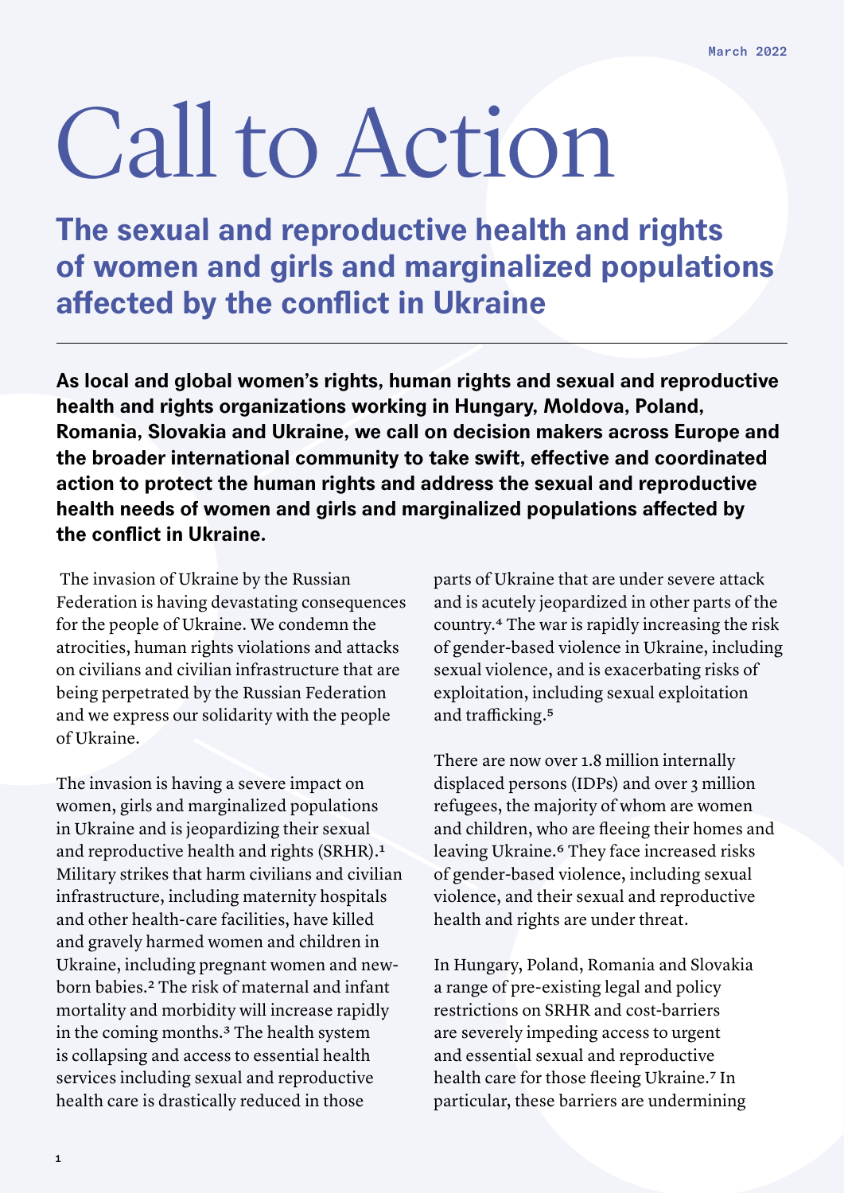March 2022

# Call to Action

## The sexual and reproductive health and rights of women and girls and marginalized populations affected by the conflict in Ukraine

**As local and global women's rights, human rights and sexual and reproductive health and rights organizations working in Hungary, Moldova, Poland, Romania, Slovakia and Ukraine, we call on decision makers across Europe and the broader international community to take swift, effective and coordinated action to protect the human rights and address the sexual and reproductive health needs of women and girls and marginalized populations affected by the conflict in Ukraine.**

The invasion of Ukraine by the Russian Federation is having devastating consequences for the people of Ukraine. We condemn the atrocities, human rights violations and attacks on civilians and civilian infrastructure that are being perpetrated by the Russian Federation and we express our solidarity with the people of Ukraine.

The invasion is having a severe impact on women, girls and marginalized populations in Ukraine and is jeopardizing their sexual and reproductive health and rights (SRHR).[1] Military strikes that harm civilians and civilian infrastructure, including maternity hospitals and other health-care facilities, have killed and gravely harmed women and children in Ukraine, including pregnant women and newborn babies.[2] The risk of maternal and infant mortality and morbidity will increase rapidly in the coming months.[3] The health system is collapsing and access to essential health services including sexual and reproductive health care is drastically reduced in those parts of Ukraine that are under severe attack and is acutely jeopardized in other parts of the country.[4] The war is rapidly increasing the risk of gender-based violence in Ukraine, including sexual violence, and is exacerbating risks of exploitation, including sexual exploitation and trafficking.[5]

There are now over 1.8 million internally displaced persons (IDPs) and over 3 million refugees, the majority of whom are women and children, who are fleeing their homes and leaving Ukraine.[6] They face increased risks of gender-based violence, including sexual violence, and their sexual and reproductive health and rights are under threat.

In Hungary, Poland, Romania and Slovakia a range of pre-existing legal and policy restrictions on SRHR and cost-barriers are severely impeding access to urgent and essential sexual and reproductive health care for those fleeing Ukraine.[7] In particular, these barriers are undermining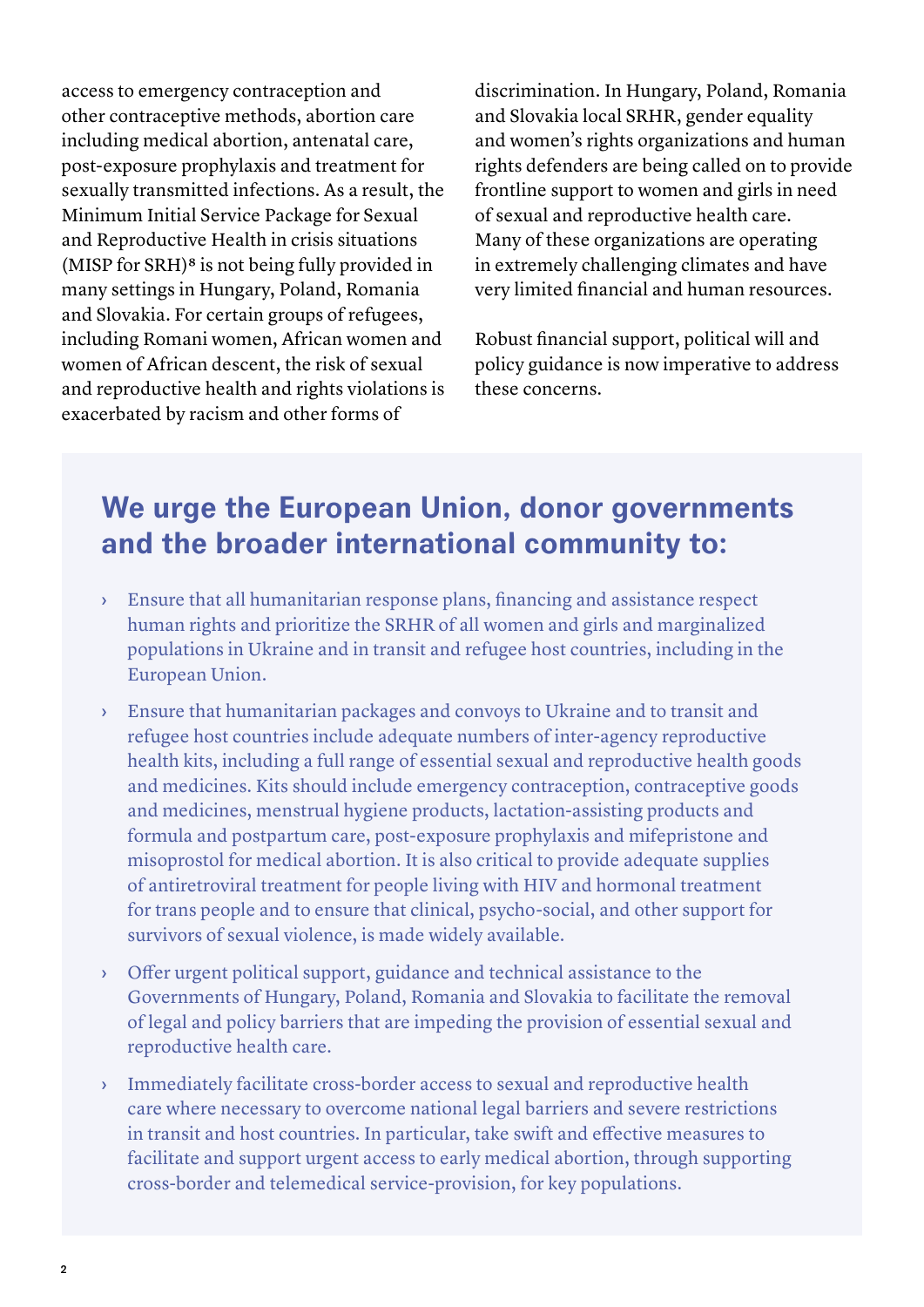access to emergency contraception and other contraceptive methods, abortion care including medical abortion, antenatal care, post-exposure prophylaxis and treatment for sexually transmitted infections. As a result, the Minimum Initial Service Package for Sexual and Reproductive Health in crisis situations (MISP for SRH)[8] is not being fully provided in many settings in Hungary, Poland, Romania and Slovakia. For certain groups of refugees, including Romani women, African women and women of African descent, the risk of sexual and reproductive health and rights violations is exacerbated by racism and other forms of discrimination. In Hungary, Poland, Romania and Slovakia local SRHR, gender equality and women's rights organizations and human rights defenders are being called on to provide frontline support to women and girls in need of sexual and reproductive health care. Many of these organizations are operating in extremely challenging climates and have very limited financial and human resources.

Robust financial support, political will and policy guidance is now imperative to address these concerns.

## We urge the European Union, donor governments and the broader international community to:

- Ensure that all humanitarian response plans, financing and assistance respect human rights and prioritize the SRHR of all women and girls and marginalized populations in Ukraine and in transit and refugee host countries, including in the European Union.
- Ensure that humanitarian packages and convoys to Ukraine and to transit and refugee host countries include adequate numbers of inter-agency reproductive health kits, including a full range of essential sexual and reproductive health goods and medicines. Kits should include emergency contraception, contraceptive goods and medicines, menstrual hygiene products, lactation-assisting products and formula and postpartum care, post-exposure prophylaxis and mifepristone and misoprostol for medical abortion. It is also critical to provide adequate supplies of antiretroviral treatment for people living with HIV and hormonal treatment for trans people and to ensure that clinical, psycho-social, and other support for survivors of sexual violence, is made widely available.
- Offer urgent political support, guidance and technical assistance to the Governments of Hungary, Poland, Romania and Slovakia to facilitate the removal of legal and policy barriers that are impeding the provision of essential sexual and reproductive health care.
- Immediately facilitate cross-border access to sexual and reproductive health care where necessary to overcome national legal barriers and severe restrictions in transit and host countries. In particular, take swift and effective measures to facilitate and support urgent access to early medical abortion, through supporting cross-border and telemedical service-provision, for key populations.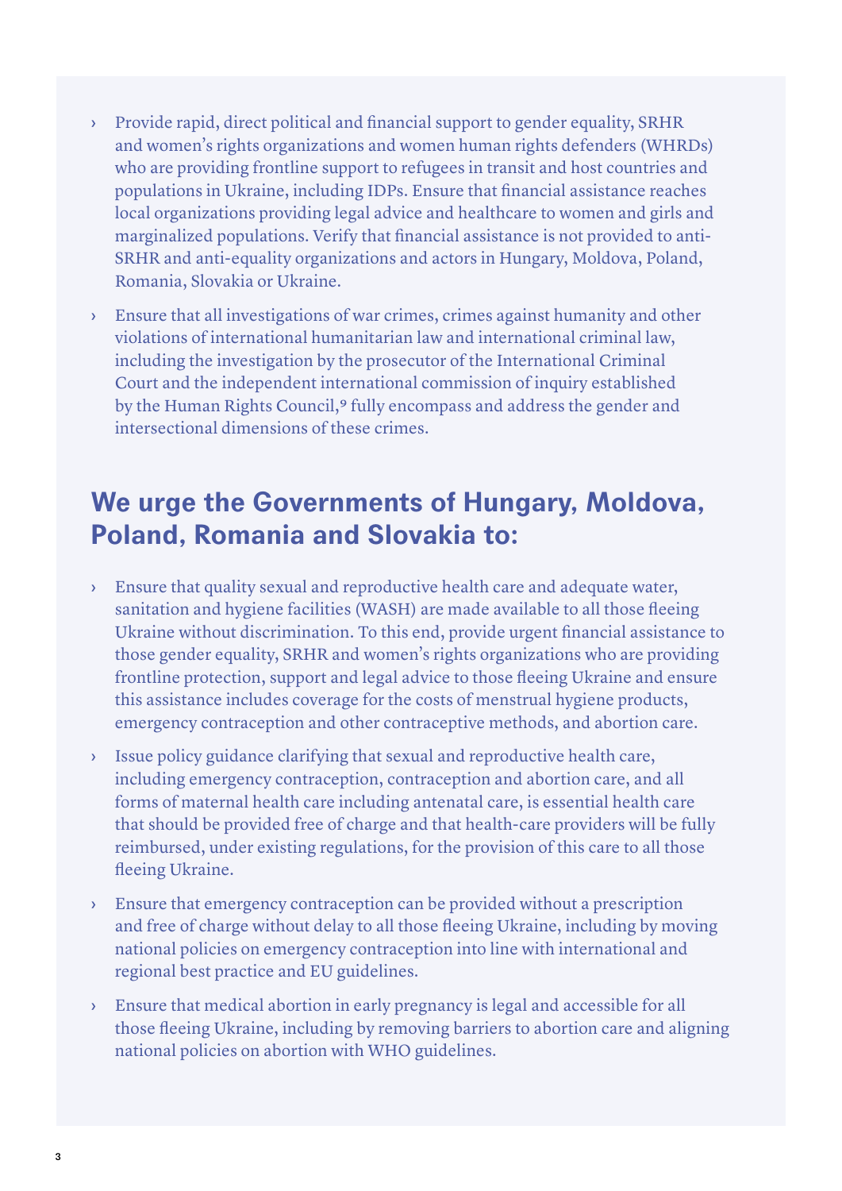- Provide rapid, direct political and financial support to gender equality, SRHR and women's rights organizations and women human rights defenders (WHRDs) who are providing frontline support to refugees in transit and host countries and populations in Ukraine, including IDPs. Ensure that financial assistance reaches local organizations providing legal advice and healthcare to women and girls and marginalized populations. Verify that financial assistance is not provided to anti-SRHR and anti-equality organizations and actors in Hungary, Moldova, Poland, Romania, Slovakia or Ukraine.
- Ensure that all investigations of war crimes, crimes against humanity and other violations of international humanitarian law and international criminal law, including the investigation by the prosecutor of the International Criminal Court and the independent international commission of inquiry established by the Human Rights Council,[9] fully encompass and address the gender and intersectional dimensions of these crimes.

## We urge the Governments of Hungary, Moldova, Poland, Romania and Slovakia to:

- Ensure that quality sexual and reproductive health care and adequate water, sanitation and hygiene facilities (WASH) are made available to all those fleeing Ukraine without discrimination. To this end, provide urgent financial assistance to those gender equality, SRHR and women's rights organizations who are providing frontline protection, support and legal advice to those fleeing Ukraine and ensure this assistance includes coverage for the costs of menstrual hygiene products, emergency contraception and other contraceptive methods, and abortion care.
- Issue policy guidance clarifying that sexual and reproductive health care, including emergency contraception, contraception and abortion care, and all forms of maternal health care including antenatal care, is essential health care that should be provided free of charge and that health-care providers will be fully reimbursed, under existing regulations, for the provision of this care to all those fleeing Ukraine.
- Ensure that emergency contraception can be provided without a prescription and free of charge without delay to all those fleeing Ukraine, including by moving national policies on emergency contraception into line with international and regional best practice and EU guidelines.
- Ensure that medical abortion in early pregnancy is legal and accessible for all those fleeing Ukraine, including by removing barriers to abortion care and aligning national policies on abortion with WHO guidelines.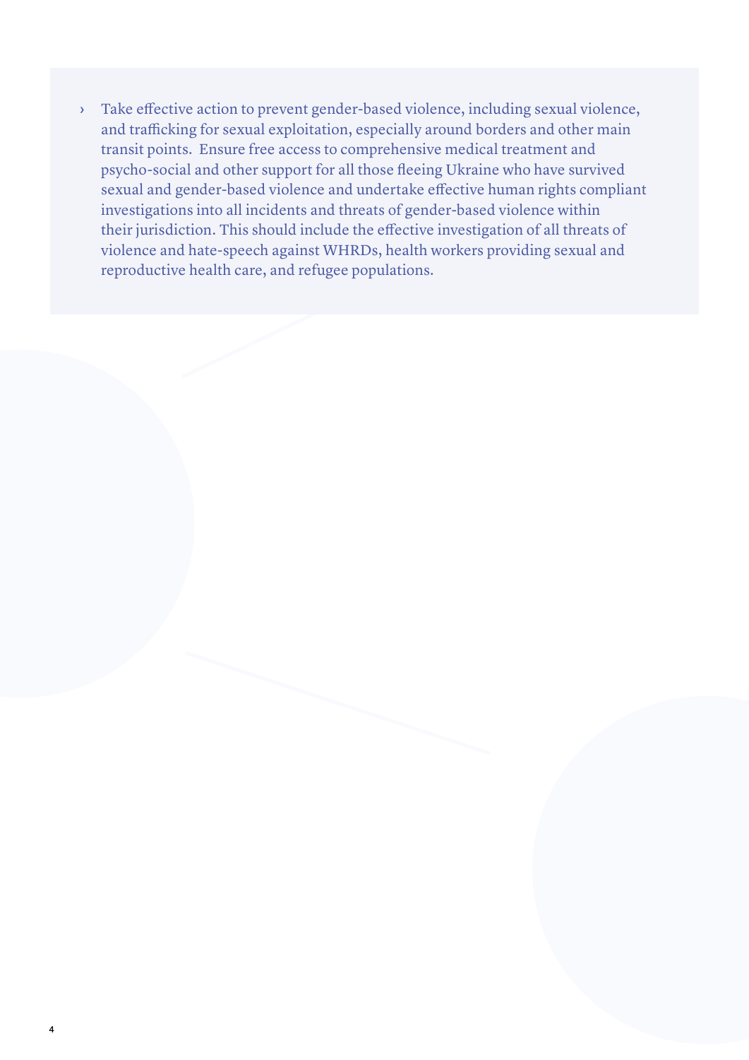- Take effective action to prevent gender-based violence, including sexual violence, and trafficking for sexual exploitation, especially around borders and other main transit points. Ensure free access to comprehensive medical treatment and psycho-social and other support for all those fleeing Ukraine who have survived sexual and gender-based violence and undertake effective human rights compliant investigations into all incidents and threats of gender-based violence within their jurisdiction. This should include the effective investigation of all threats of violence and hate-speech against WHRDs, health workers providing sexual and reproductive health care, and refugee populations.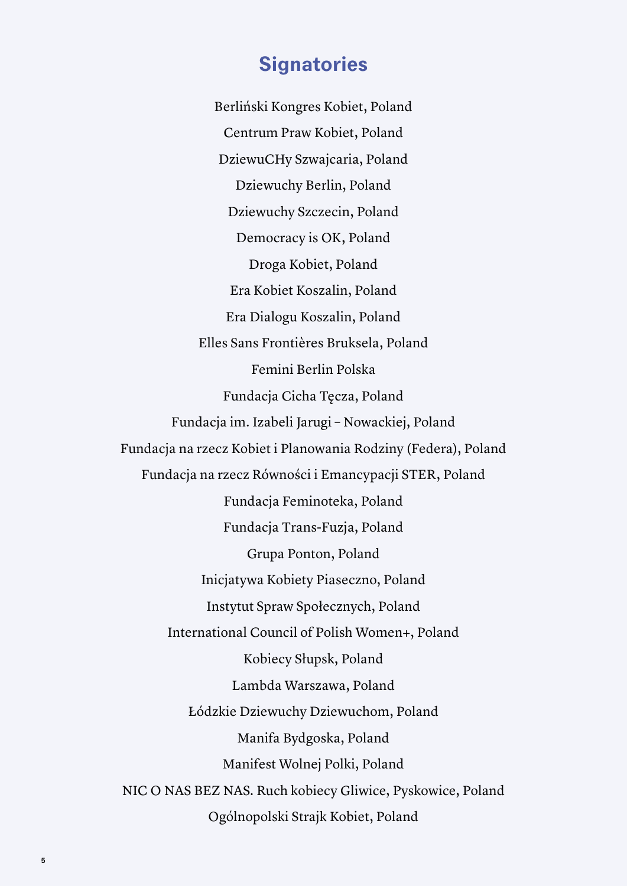## Signatories

Berliński Kongres Kobiet, Poland

Centrum Praw Kobiet, Poland

DziewuCHy Szwajcaria, Poland

Dziewuchy Berlin, Poland

Dziewuchy Szczecin, Poland

Democracy is OK, Poland

Droga Kobiet, Poland

Era Kobiet Koszalin, Poland

Era Dialogu Koszalin, Poland

Elles Sans Frontières Bruksela, Poland

Femini Berlin Polska

Fundacja Cicha Tęcza, Poland

Fundacja im. Izabeli Jarugi – Nowackiej, Poland

Fundacja na rzecz Kobiet i Planowania Rodziny (Federa), Poland

Fundacja na rzecz Równości i Emancypacji STER, Poland

Fundacja Feminoteka, Poland

Fundacja Trans-Fuzja, Poland

Grupa Ponton, Poland

Inicjatywa Kobiety Piaseczno, Poland

Instytut Spraw Społecznych, Poland

International Council of Polish Women+, Poland

Kobiecy Słupsk, Poland

Lambda Warszawa, Poland

Łódzkie Dziewuchy Dziewuchom, Poland

Manifa Bydgoska, Poland

Manifest Wolnej Polki, Poland

NIC O NAS BEZ NAS. Ruch kobiecy Gliwice, Pyskowice, Poland

Ogólnopolski Strajk Kobiet, Poland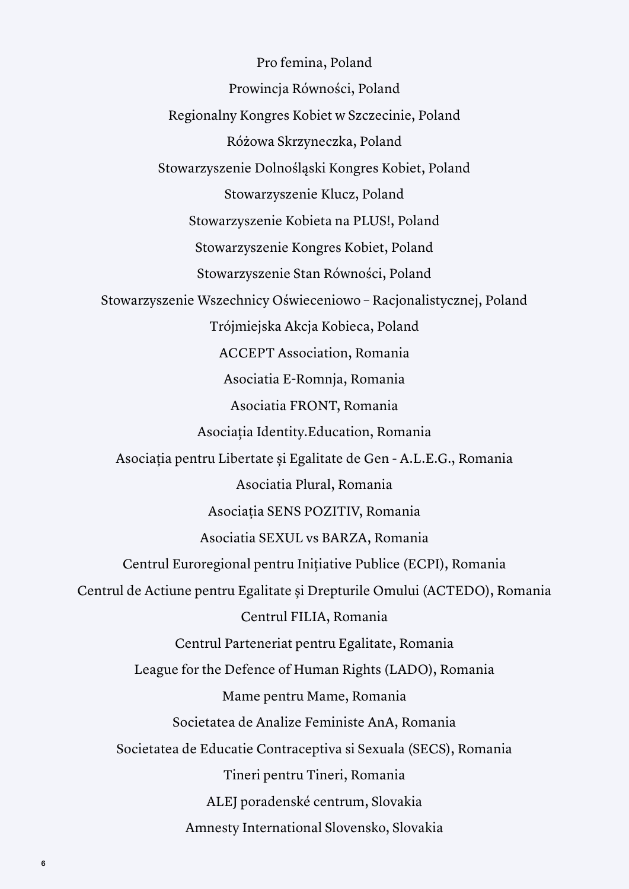Pro femina, Poland

Prowincja Równości, Poland

Regionalny Kongres Kobiet w Szczecinie, Poland

Różowa Skrzyneczka, Poland

Stowarzyszenie Dolnośląski Kongres Kobiet, Poland

Stowarzyszenie Klucz, Poland

Stowarzyszenie Kobieta na PLUS!, Poland

Stowarzyszenie Kongres Kobiet, Poland

Stowarzyszenie Stan Równości, Poland

Stowarzyszenie Wszechnicy Oświeceniowo – Racjonalistycznej, Poland

Trójmiejska Akcja Kobieca, Poland

ACCEPT Association, Romania

Asociatia E-Romnja, Romania

Asociatia FRONT, Romania

Asociația Identity.Education, Romania

Asociația pentru Libertate și Egalitate de Gen - A.L.E.G., Romania

Asociatia Plural, Romania

Asociația SENS POZITIV, Romania

Asociatia SEXUL vs BARZA, Romania

Centrul Euroregional pentru Inițiative Publice (ECPI), Romania

Centrul de Actiune pentru Egalitate și Drepturile Omului (ACTEDO), Romania

Centrul FILIA, Romania

Centrul Parteneriat pentru Egalitate, Romania

League for the Defence of Human Rights (LADO), Romania

Mame pentru Mame, Romania

Societatea de Analize Feministe AnA, Romania

Societatea de Educatie Contraceptiva si Sexuala (SECS), Romania

Tineri pentru Tineri, Romania

ALEJ poradenské centrum, Slovakia

Amnesty International Slovensko, Slovakia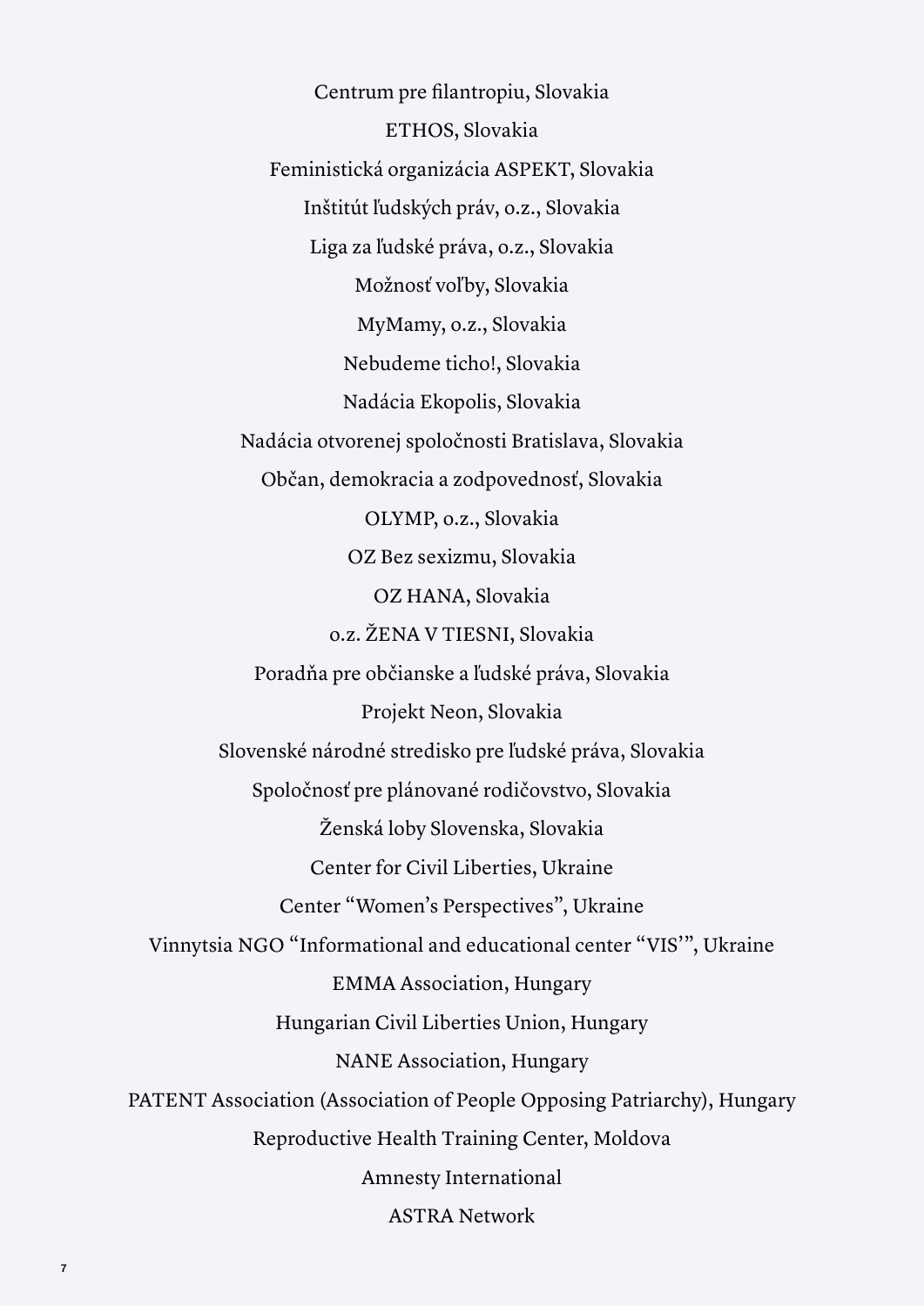Centrum pre filantropiu, Slovakia

ETHOS, Slovakia

Feministická organizácia ASPEKT, Slovakia

Inštitút ľudských práv, o.z., Slovakia

Liga za ľudské práva, o.z., Slovakia

Možnosť voľby, Slovakia

MyMamy, o.z., Slovakia

Nebudeme ticho!, Slovakia

Nadácia Ekopolis, Slovakia

Nadácia otvorenej spoločnosti Bratislava, Slovakia

Občan, demokracia a zodpovednosť, Slovakia

OLYMP, o.z., Slovakia

OZ Bez sexizmu, Slovakia

OZ HANA, Slovakia

o.z. ŽENA V TIESNI, Slovakia

Poradňa pre občianske a ľudské práva, Slovakia

Projekt Neon, Slovakia

Slovenské národné stredisko pre ľudské práva, Slovakia

Spoločnosť pre plánované rodičovstvo, Slovakia

Ženská loby Slovenska, Slovakia

Center for Civil Liberties, Ukraine

Center "Women's Perspectives", Ukraine

Vinnytsia NGO "Informational and educational center "VIS'", Ukraine

EMMA Association, Hungary

Hungarian Civil Liberties Union, Hungary

NANE Association, Hungary

PATENT Association (Association of People Opposing Patriarchy), Hungary

Reproductive Health Training Center, Moldova

Amnesty International

ASTRA Network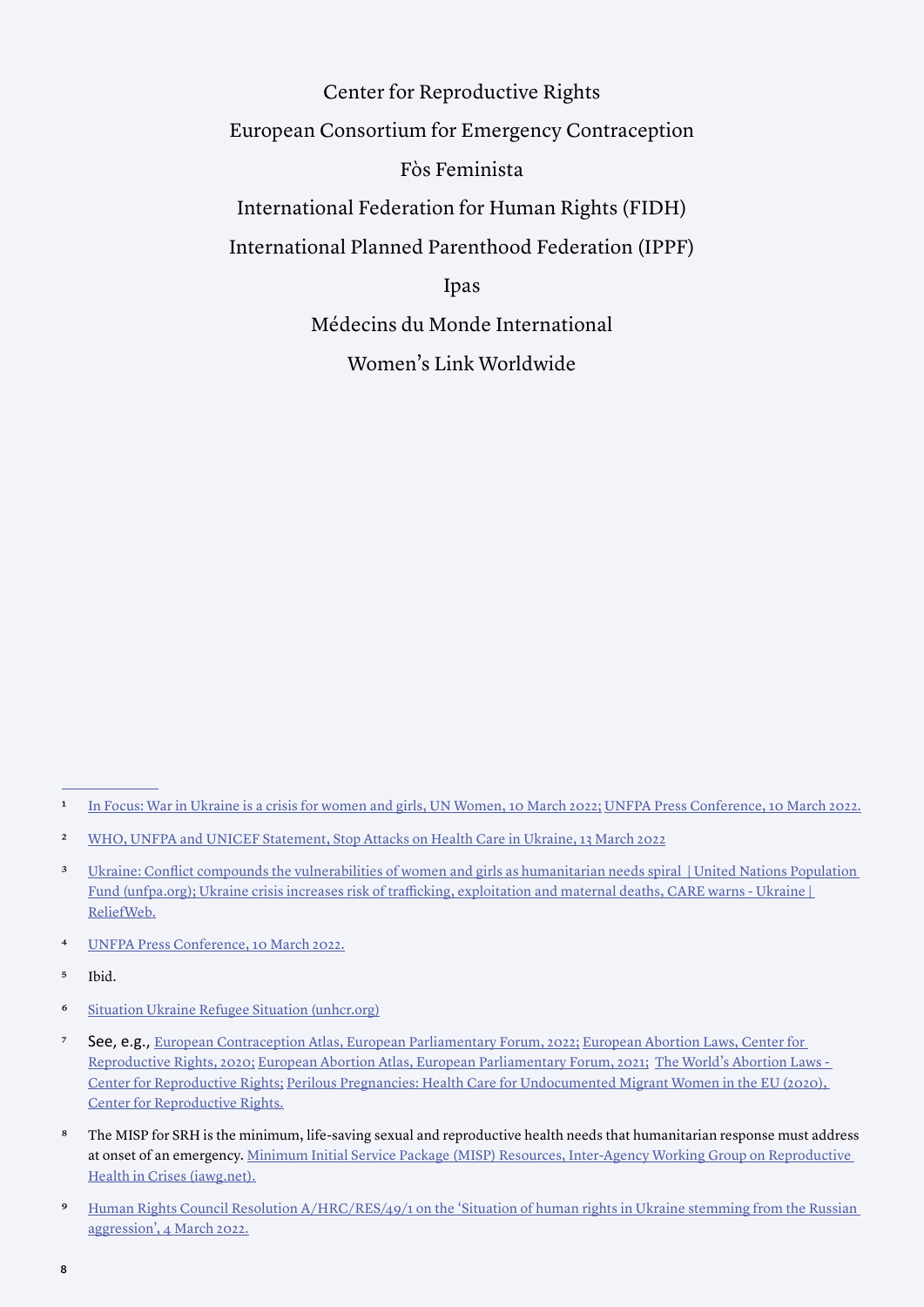Center for Reproductive Rights

European Consortium for Emergency Contraception

Fòs Feminista

International Federation for Human Rights (FIDH)

International Planned Parenthood Federation (IPPF)

Ipas

Médecins du Monde International

Women's Link Worldwide

---

1. In Focus: War in Ukraine is a crisis for women and girls, UN Women, 10 March 2022; UNFPA Press Conference, 10 March 2022.
2. WHO, UNFPA and UNICEF Statement, Stop Attacks on Health Care in Ukraine, 13 March 2022
3. Ukraine: Conflict compounds the vulnerabilities of women and girls as humanitarian needs spiral | United Nations Population Fund (unfpa.org); Ukraine crisis increases risk of trafficking, exploitation and maternal deaths, CARE warns - Ukraine | ReliefWeb.
4. UNFPA Press Conference, 10 March 2022.
5. Ibid.
6. Situation Ukraine Refugee Situation (unhcr.org)
7. See, e.g., European Contraception Atlas, European Parliamentary Forum, 2022; European Abortion Laws, Center for Reproductive Rights, 2020; European Abortion Atlas, European Parliamentary Forum, 2021; The World's Abortion Laws - Center for Reproductive Rights; Perilous Pregnancies: Health Care for Undocumented Migrant Women in the EU (2020), Center for Reproductive Rights.
8. The MISP for SRH is the minimum, life-saving sexual and reproductive health needs that humanitarian response must address at onset of an emergency. Minimum Initial Service Package (MISP) Resources, Inter-Agency Working Group on Reproductive Health in Crises (iawg.net).
9. Human Rights Council Resolution A/HRC/RES/49/1 on the 'Situation of human rights in Ukraine stemming from the Russian aggression', 4 March 2022.